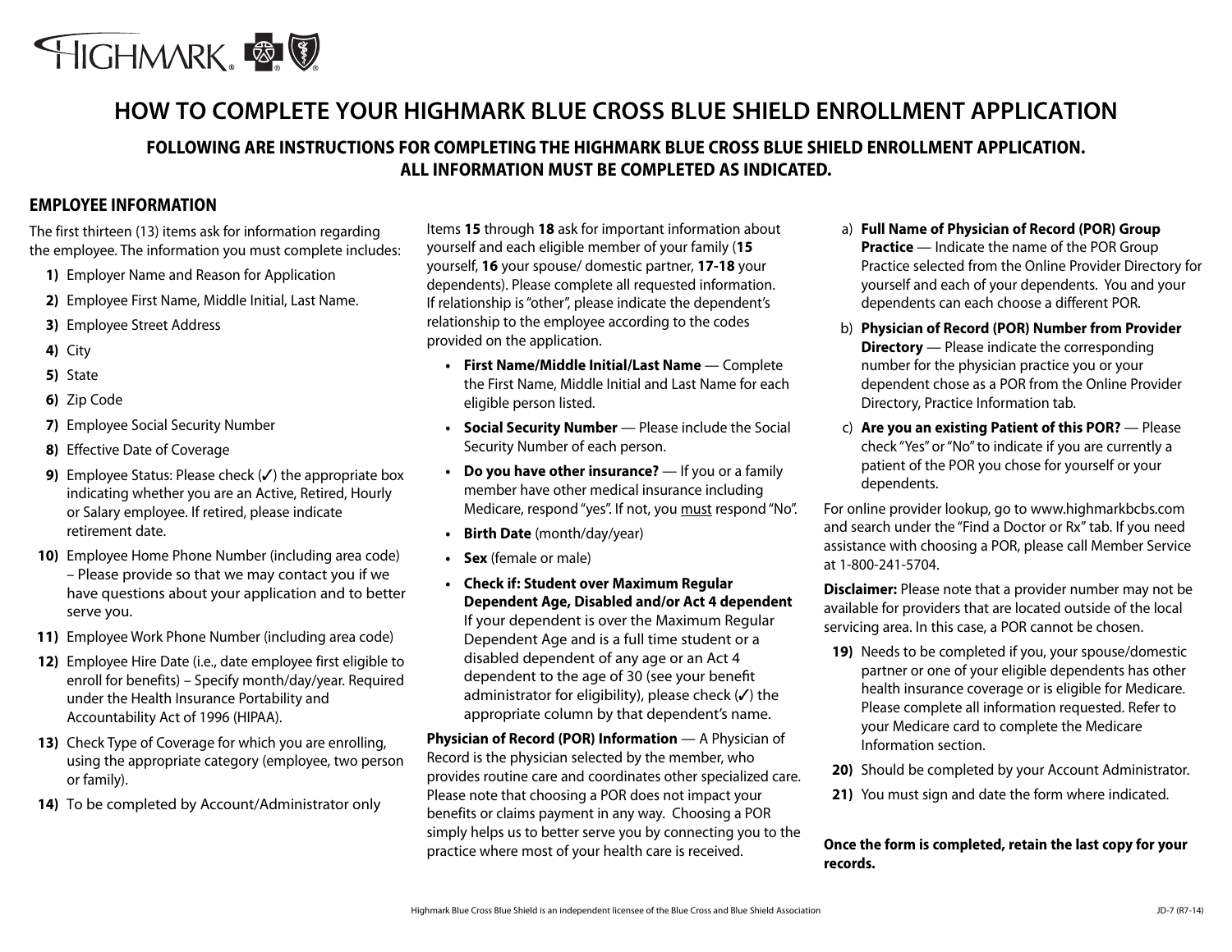# HOW TO COMPLETE YOUR HIGHMARK BLUE CROSS BLUE SHIELD ENROLLMENT APPLICATION

### FOLLOWING ARE INSTRUCTIONS FOR COMPLETING THE HIGHMARK BLUE CROSS BLUE SHIELD ENROLLMENT APPLICATION. ALL INFORMATION MUST BE COMPLETED AS INDICATED.

## EMPLOYEE INFORMATION

The first thirteen (13) items ask for information regarding the employee. The information you must complete includes:

**1)** Employer Name and Reason for Application

**2)** Employee First Name, Middle Initial, Last Name.

**3)** Employee Street Address

**4)** City

**5)** State

**6)** Zip Code

**7)** Employee Social Security Number

**8)** Effective Date of Coverage

**9)** Employee Status: Please check (✓) the appropriate box indicating whether you are an Active, Retired, Hourly or Salary employee. If retired, please indicate retirement date.

**10)** Employee Home Phone Number (including area code) – Please provide so that we may contact you if we have questions about your application and to better serve you.

**11)** Employee Work Phone Number (including area code)

**12)** Employee Hire Date (i.e., date employee first eligible to enroll for benefits) – Specify month/day/year. Required under the Health Insurance Portability and Accountability Act of 1996 (HIPAA).

**13)** Check Type of Coverage for which you are enrolling, using the appropriate category (employee, two person or family).

**14)** To be completed by Account/Administrator only

Items **15** through **18** ask for important information about yourself and each eligible member of your family (**15** yourself, **16** your spouse/ domestic partner, **17-18** your dependents). Please complete all requested information. If relationship is "other", please indicate the dependent's relationship to the employee according to the codes provided on the application.

- **First Name/Middle Initial/Last Name** — Complete the First Name, Middle Initial and Last Name for each eligible person listed.
- **Social Security Number** — Please include the Social Security Number of each person.
- **Do you have other insurance?** — If you or a family member have other medical insurance including Medicare, respond "yes". If not, you must respond "No".
- **Birth Date** (month/day/year)
- **Sex** (female or male)
- **Check if: Student over Maximum Regular Dependent Age, Disabled and/or Act 4 dependent** If your dependent is over the Maximum Regular Dependent Age and is a full time student or a disabled dependent of any age or an Act 4 dependent to the age of 30 (see your benefit administrator for eligibility), please check (✓) the appropriate column by that dependent's name.

**Physician of Record (POR) Information** — A Physician of Record is the physician selected by the member, who provides routine care and coordinates other specialized care. Please note that choosing a POR does not impact your benefits or claims payment in any way. Choosing a POR simply helps us to better serve you by connecting you to the practice where most of your health care is received.

a) **Full Name of Physician of Record (POR) Group Practice** — Indicate the name of the POR Group Practice selected from the Online Provider Directory for yourself and each of your dependents. You and your dependents can each choose a different POR.

b) **Physician of Record (POR) Number from Provider Directory** — Please indicate the corresponding number for the physician practice you or your dependent chose as a POR from the Online Provider Directory, Practice Information tab.

c) **Are you an existing Patient of this POR?** — Please check "Yes" or "No" to indicate if you are currently a patient of the POR you chose for yourself or your dependents.

For online provider lookup, go to www.highmarkbcbs.com and search under the "Find a Doctor or Rx" tab. If you need assistance with choosing a POR, please call Member Service at 1-800-241-5704.

**Disclaimer:** Please note that a provider number may not be available for providers that are located outside of the local servicing area. In this case, a POR cannot be chosen.

**19)** Needs to be completed if you, your spouse/domestic partner or one of your eligible dependents has other health insurance coverage or is eligible for Medicare. Please complete all information requested. Refer to your Medicare card to complete the Medicare Information section.

**20)** Should be completed by your Account Administrator.

**21)** You must sign and date the form where indicated.

**Once the form is completed, retain the last copy for your records.**

Highmark Blue Cross Blue Shield is an independent licensee of the Blue Cross and Blue Shield Association

JD-7 (R7-14)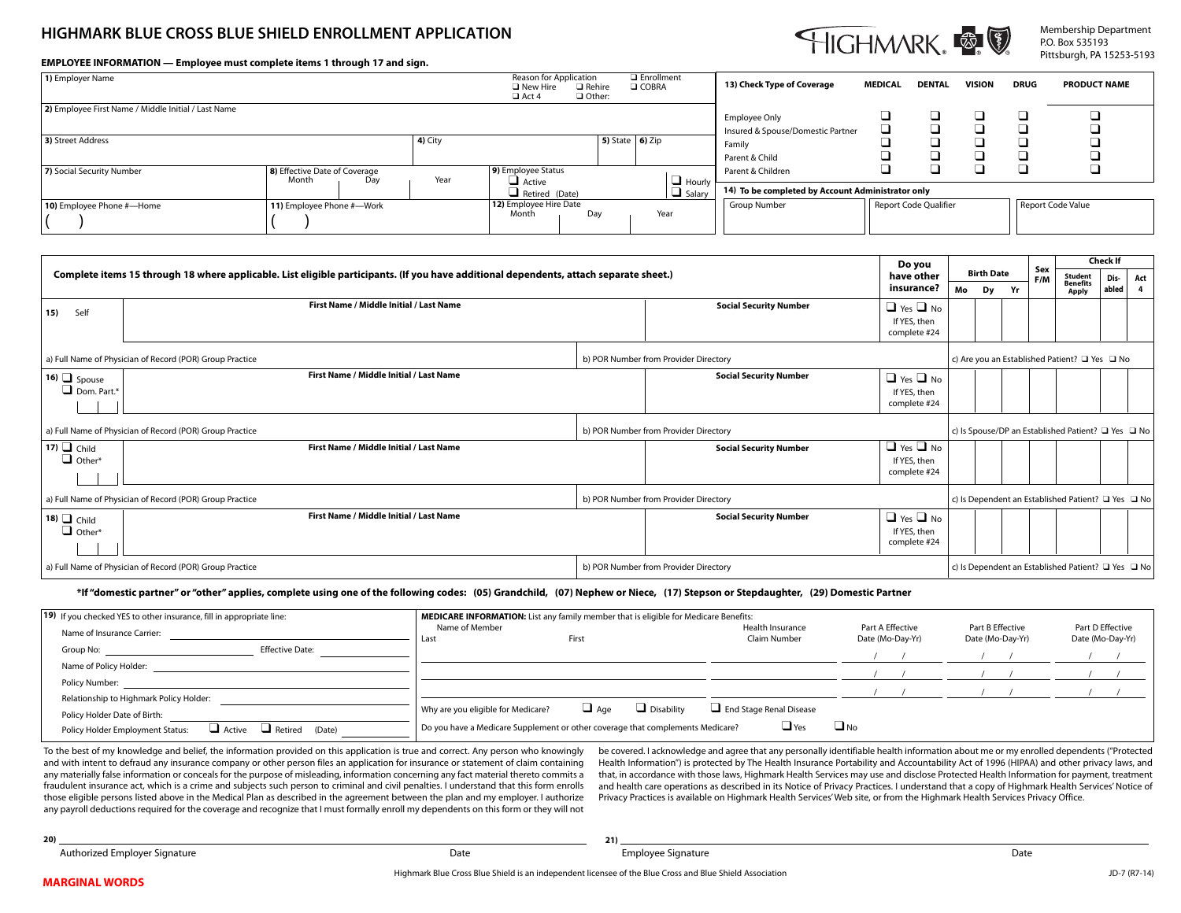# HIGHMARK BLUE CROSS BLUE SHIELD ENROLLMENT APPLICATION

Membership Department
P.O. Box 535193
Pittsburgh, PA 15253-5193

**EMPLOYEE INFORMATION — Employee must complete items 1 through 17 and sign.**

| | | | |
|---|---|---|---|
| 1) Employer Name | | Reason for Application ❑ New Hire ❑ Rehire ❑ Enrollment ❑ Act 4 ❑ Other: ❑ COBRA | |
| 2) Employee First Name / Middle Initial / Last Name | | | |
| 3) Street Address | 4) City | 5) State | 6) Zip |
| 7) Social Security Number | 8) Effective Date of Coverage Month Day Year | 9) Employee Status ❑ Active ❑ Retired (Date) | ❑ Hourly ❑ Salary |
| 10) Employee Phone #—Home ( ) | 11) Employee Phone #—Work ( ) | 12) Employee Hire Date Month Day Year | |

| 13) Check Type of Coverage | MEDICAL | DENTAL | VISION | DRUG | PRODUCT NAME |
|---|---|---|---|---|---|
| Employee Only | ❑ | ❑ | ❑ | ❑ | ❑ |
| Insured & Spouse/Domestic Partner | ❑ | ❑ | ❑ | ❑ | ❑ |
| Family | ❑ | ❑ | ❑ | ❑ | ❑ |
| Parent & Child | ❑ | ❑ | ❑ | ❑ | ❑ |
| Parent & Children | ❑ | ❑ | ❑ | ❑ | ❑ |

**14) To be completed by Account Administrator only**

| Group Number | Report Code Qualifier | Report Code Value |
|---|---|---|
| | | |

**Complete items 15 through 18 where applicable. List eligible participants. (If you have additional dependents, attach separate sheet.)**

| | First Name / Middle Initial / Last Name | Social Security Number | Do you have other insurance? | Birth Date Mo | Dy | Yr | Sex F/M | Check If Student Benefits Apply | Dis-abled | Act 4 |
|---|---|---|---|---|---|---|---|---|---|---|
| 15) Self | | | ❑ Yes ❑ No If YES, then complete #24 | | | | | | | |
| a) Full Name of Physician of Record (POR) Group Practice | b) POR Number from Provider Directory | | c) Are you an Established Patient? ❑ Yes ❑ No | | | | | | | |
| 16) ❑ Spouse ❑ Dom. Part.* | | | ❑ Yes ❑ No If YES, then complete #24 | | | | | | | |
| a) Full Name of Physician of Record (POR) Group Practice | b) POR Number from Provider Directory | | c) Is Spouse/DP an Established Patient? ❑ Yes ❑ No | | | | | | | |
| 17) ❑ Child ❑ Other* | | | ❑ Yes ❑ No If YES, then complete #24 | | | | | | | |
| a) Full Name of Physician of Record (POR) Group Practice | b) POR Number from Provider Directory | | c) Is Dependent an Established Patient? ❑ Yes ❑ No | | | | | | | |
| 18) ❑ Child ❑ Other* | | | ❑ Yes ❑ No If YES, then complete #24 | | | | | | | |
| a) Full Name of Physician of Record (POR) Group Practice | b) POR Number from Provider Directory | | c) Is Dependent an Established Patient? ❑ Yes ❑ No | | | | | | | |

**\*If "domestic partner" or "other" applies, complete using one of the following codes: (05) Grandchild, (07) Nephew or Niece, (17) Stepson or Stepdaughter, (29) Domestic Partner**

**19)** If you checked YES to other insurance, fill in appropriate line:

Name of Insurance Carrier: ____________

Group No: ____________ Effective Date: ____________

Name of Policy Holder: ____________

Policy Number: ____________

Relationship to Highmark Policy Holder: ____________

Policy Holder Date of Birth: ____________

Policy Holder Employment Status: ❑ Active ❑ Retired (Date)

**MEDICARE INFORMATION:** List any family member that is eligible for Medicare Benefits:

| Name of Member Last | First | Health Insurance Claim Number | Part A Effective Date (Mo-Day-Yr) | Part B Effective Date (Mo-Day-Yr) | Part D Effective Date (Mo-Day-Yr) |
|---|---|---|---|---|---|
| | | | / / | / / | / / |
| | | | / / | / / | / / |
| | | | / / | / / | / / |

Why are you eligible for Medicare? ❑ Age ❑ Disability ❑ End Stage Renal Disease

Do you have a Medicare Supplement or other coverage that complements Medicare? ❑ Yes ❑ No

To the best of my knowledge and belief, the information provided on this application is true and correct. Any person who knowingly and with intent to defraud any insurance company or other person files an application for insurance or statement of claim containing any materially false information or conceals for the purpose of misleading, information concerning any fact material thereto commits a fraudulent insurance act, which is a crime and subjects such person to criminal and civil penalties. I understand that this form enrolls those eligible persons listed above in the Medical Plan as described in the agreement between the plan and my employer. I authorize any payroll deductions required for the coverage and recognize that I must formally enroll my dependents on this form or they will not be covered. I acknowledge and agree that any personally identifiable health information about me or my enrolled dependents ("Protected Health Information") is protected by The Health Insurance Portability and Accountability Act of 1996 (HIPAA) and other privacy laws, and that, in accordance with those laws, Highmark Health Services may use and disclose Protected Health Information for payment, treatment and health care operations as described in its Notice of Privacy Practices. I understand that a copy of Highmark Health Services' Notice of Privacy Practices is available on Highmark Health Services' Web site, or from the Highmark Health Services Privacy Office.

20) ____________________________ 
Authorized Employer Signature Date

21) ____________________________ 
Employee Signature Date

Highmark Blue Cross Blue Shield is an independent licensee of the Blue Cross and Blue Shield Association

JD-7 (R7-14)

MARGINAL WORDS